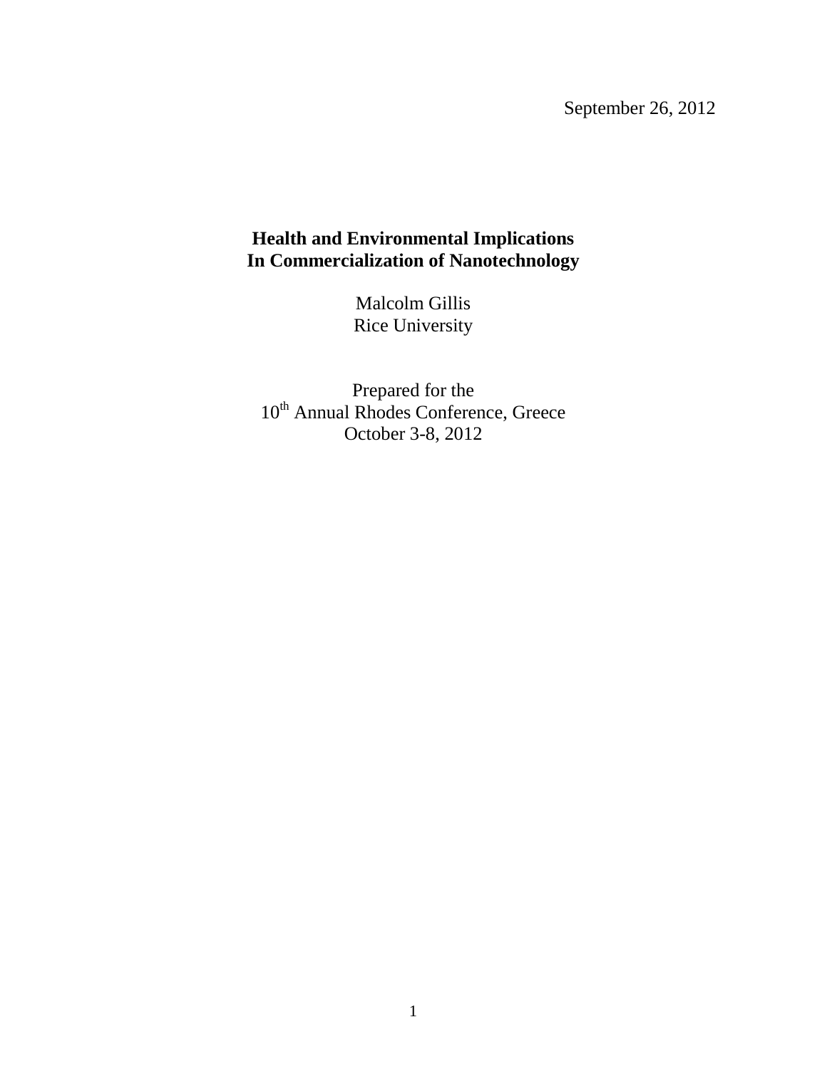September 26, 2012

# Health and Environmental Implications In Commercialization of Nanotechnology

Malcolm Gillis
Rice University

Prepared for the
10th Annual Rhodes Conference, Greece
October 3-8, 2012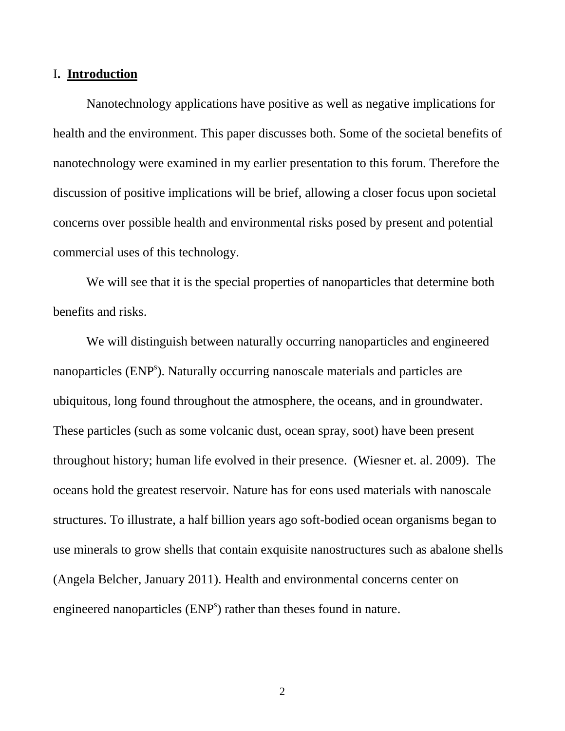## I. **Introduction**

Nanotechnology applications have positive as well as negative implications for health and the environment. This paper discusses both. Some of the societal benefits of nanotechnology were examined in my earlier presentation to this forum. Therefore the discussion of positive implications will be brief, allowing a closer focus upon societal concerns over possible health and environmental risks posed by present and potential commercial uses of this technology.

We will see that it is the special properties of nanoparticles that determine both benefits and risks.

We will distinguish between naturally occurring nanoparticles and engineered nanoparticles (ENP[s]). Naturally occurring nanoscale materials and particles are ubiquitous, long found throughout the atmosphere, the oceans, and in groundwater. These particles (such as some volcanic dust, ocean spray, soot) have been present throughout history; human life evolved in their presence. (Wiesner et. al. 2009). The oceans hold the greatest reservoir. Nature has for eons used materials with nanoscale structures. To illustrate, a half billion years ago soft-bodied ocean organisms began to use minerals to grow shells that contain exquisite nanostructures such as abalone shells (Angela Belcher, January 2011). Health and environmental concerns center on engineered nanoparticles (ENP[s]) rather than theses found in nature.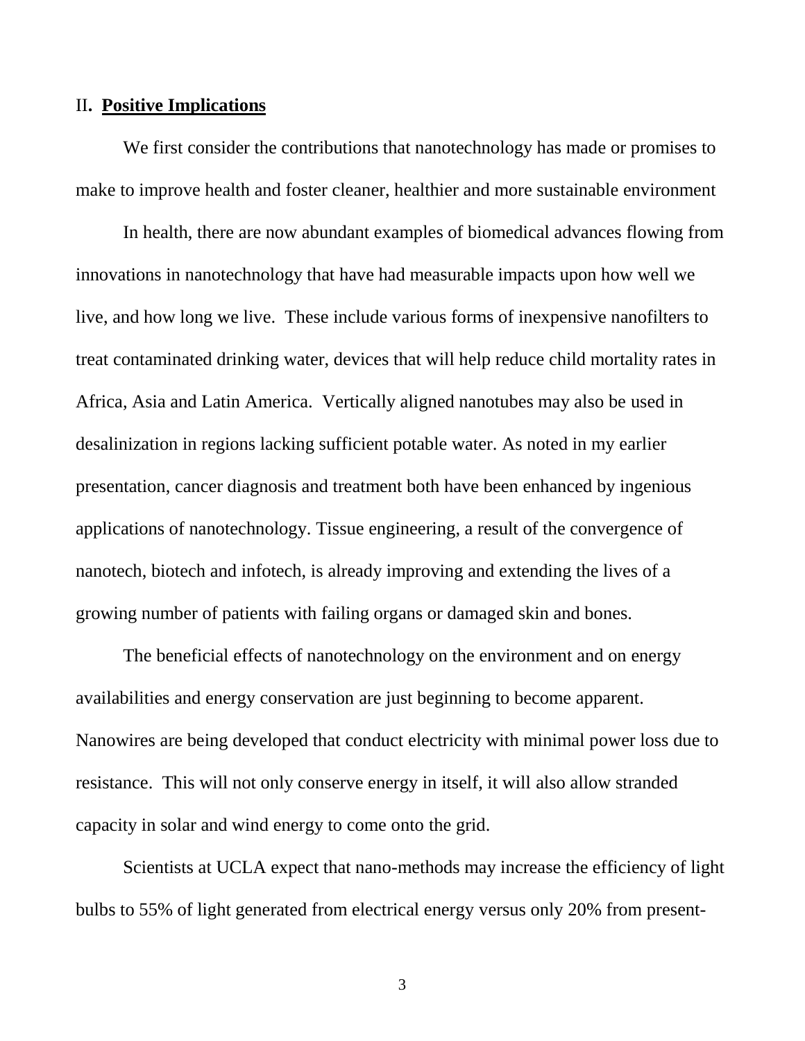## II. **Positive Implications**

We first consider the contributions that nanotechnology has made or promises to make to improve health and foster cleaner, healthier and more sustainable environment

In health, there are now abundant examples of biomedical advances flowing from innovations in nanotechnology that have had measurable impacts upon how well we live, and how long we live. These include various forms of inexpensive nanofilters to treat contaminated drinking water, devices that will help reduce child mortality rates in Africa, Asia and Latin America. Vertically aligned nanotubes may also be used in desalinization in regions lacking sufficient potable water. As noted in my earlier presentation, cancer diagnosis and treatment both have been enhanced by ingenious applications of nanotechnology. Tissue engineering, a result of the convergence of nanotech, biotech and infotech, is already improving and extending the lives of a growing number of patients with failing organs or damaged skin and bones.

The beneficial effects of nanotechnology on the environment and on energy availabilities and energy conservation are just beginning to become apparent. Nanowires are being developed that conduct electricity with minimal power loss due to resistance. This will not only conserve energy in itself, it will also allow stranded capacity in solar and wind energy to come onto the grid.

Scientists at UCLA expect that nano-methods may increase the efficiency of light bulbs to 55% of light generated from electrical energy versus only 20% from present-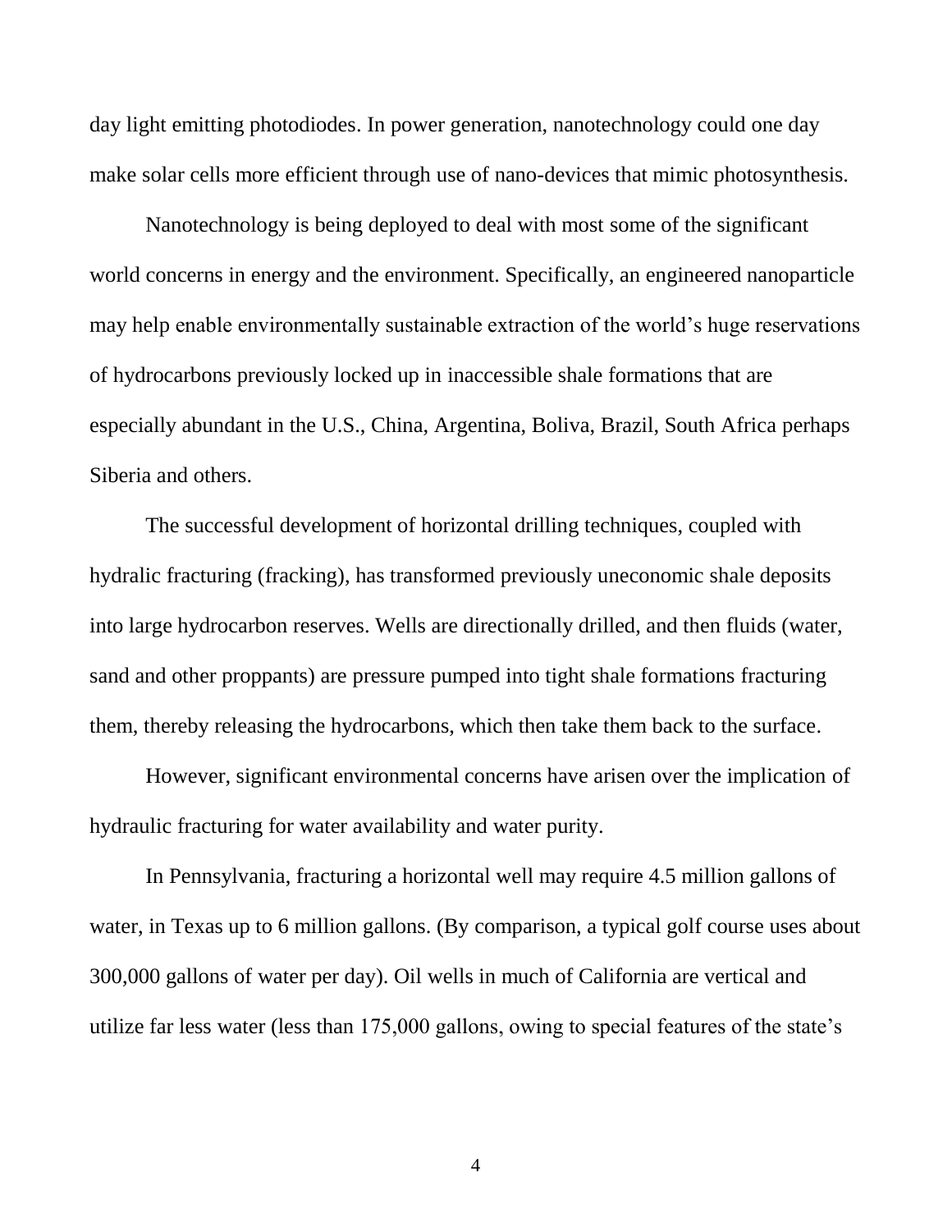day light emitting photodiodes. In power generation, nanotechnology could one day make solar cells more efficient through use of nano-devices that mimic photosynthesis.

Nanotechnology is being deployed to deal with most some of the significant world concerns in energy and the environment. Specifically, an engineered nanoparticle may help enable environmentally sustainable extraction of the world's huge reservations of hydrocarbons previously locked up in inaccessible shale formations that are especially abundant in the U.S., China, Argentina, Boliva, Brazil, South Africa perhaps Siberia and others.

The successful development of horizontal drilling techniques, coupled with hydralic fracturing (fracking), has transformed previously uneconomic shale deposits into large hydrocarbon reserves. Wells are directionally drilled, and then fluids (water, sand and other proppants) are pressure pumped into tight shale formations fracturing them, thereby releasing the hydrocarbons, which then take them back to the surface.

However, significant environmental concerns have arisen over the implication of hydraulic fracturing for water availability and water purity.

In Pennsylvania, fracturing a horizontal well may require 4.5 million gallons of water, in Texas up to 6 million gallons. (By comparison, a typical golf course uses about 300,000 gallons of water per day). Oil wells in much of California are vertical and utilize far less water (less than 175,000 gallons, owing to special features of the state's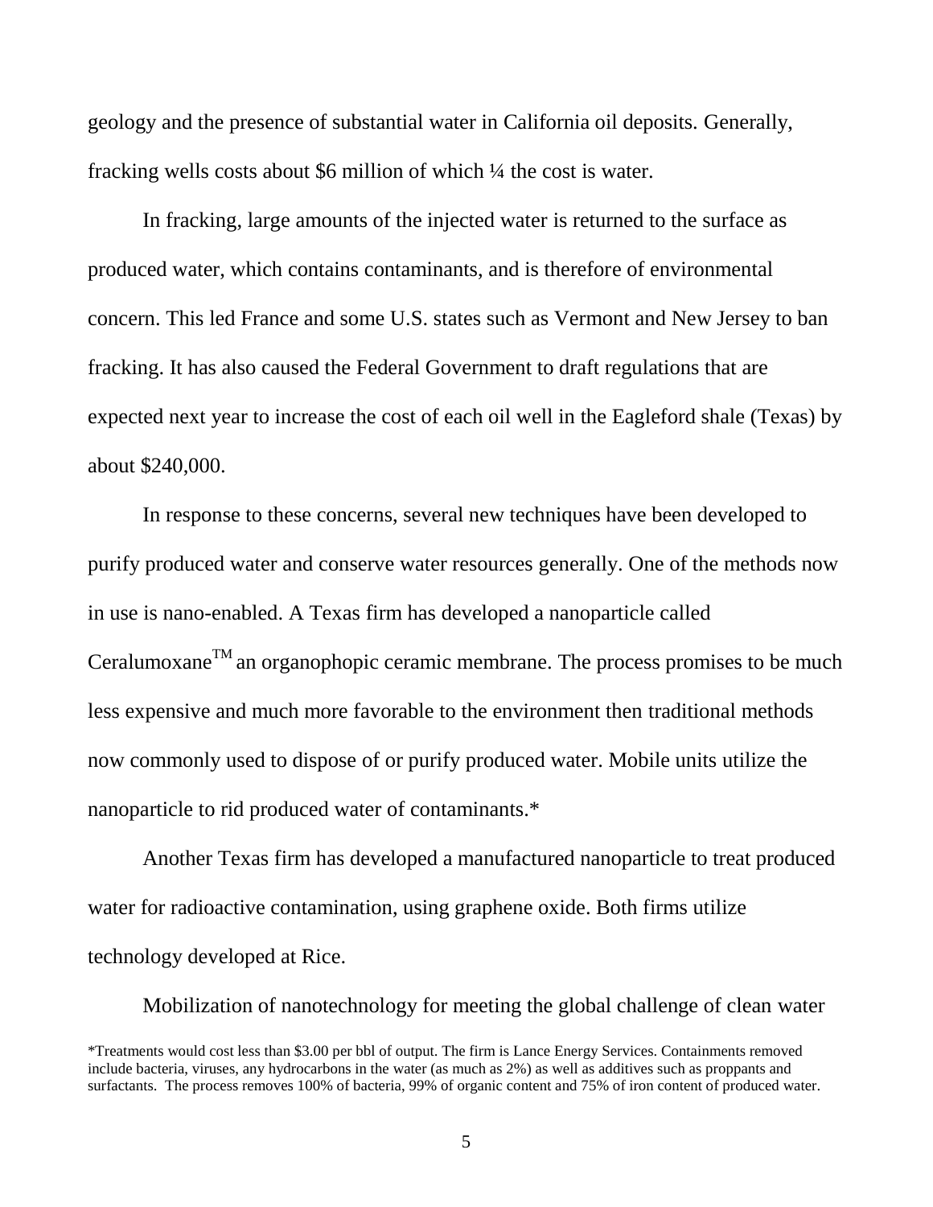geology and the presence of substantial water in California oil deposits. Generally, fracking wells costs about $6 million of which ¼ the cost is water.

In fracking, large amounts of the injected water is returned to the surface as produced water, which contains contaminants, and is therefore of environmental concern. This led France and some U.S. states such as Vermont and New Jersey to ban fracking. It has also caused the Federal Government to draft regulations that are expected next year to increase the cost of each oil well in the Eagleford shale (Texas) by about $240,000.

In response to these concerns, several new techniques have been developed to purify produced water and conserve water resources generally. One of the methods now in use is nano-enabled. A Texas firm has developed a nanoparticle called Ceralumoxane™ an organophopic ceramic membrane. The process promises to be much less expensive and much more favorable to the environment then traditional methods now commonly used to dispose of or purify produced water. Mobile units utilize the nanoparticle to rid produced water of contaminants.*

Another Texas firm has developed a manufactured nanoparticle to treat produced water for radioactive contamination, using graphene oxide. Both firms utilize technology developed at Rice.

Mobilization of nanotechnology for meeting the global challenge of clean water

*Treatments would cost less than $3.00 per bbl of output. The firm is Lance Energy Services. Containments removed include bacteria, viruses, any hydrocarbons in the water (as much as 2%) as well as additives such as proppants and surfactants. The process removes 100% of bacteria, 99% of organic content and 75% of iron content of produced water.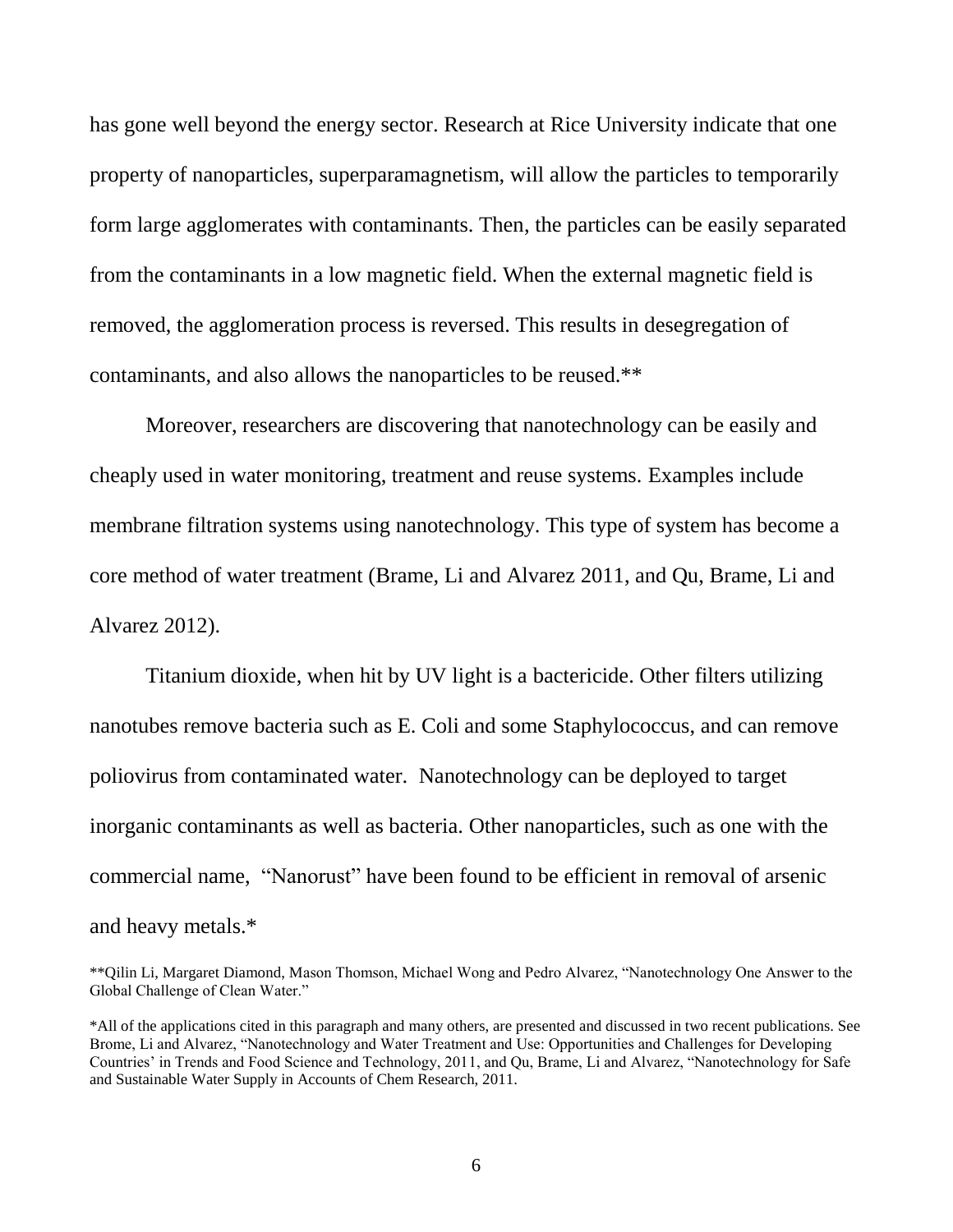has gone well beyond the energy sector. Research at Rice University indicate that one property of nanoparticles, superparamagnetism, will allow the particles to temporarily form large agglomerates with contaminants. Then, the particles can be easily separated from the contaminants in a low magnetic field. When the external magnetic field is removed, the agglomeration process is reversed. This results in desegregation of contaminants, and also allows the nanoparticles to be reused.**

Moreover, researchers are discovering that nanotechnology can be easily and cheaply used in water monitoring, treatment and reuse systems. Examples include membrane filtration systems using nanotechnology. This type of system has become a core method of water treatment (Brame, Li and Alvarez 2011, and Qu, Brame, Li and Alvarez 2012).

Titanium dioxide, when hit by UV light is a bactericide. Other filters utilizing nanotubes remove bacteria such as E. Coli and some Staphylococcus, and can remove poliovirus from contaminated water. Nanotechnology can be deployed to target inorganic contaminants as well as bacteria. Other nanoparticles, such as one with the commercial name, "Nanorust" have been found to be efficient in removal of arsenic and heavy metals.*

**Qilin Li, Margaret Diamond, Mason Thomson, Michael Wong and Pedro Alvarez, "Nanotechnology One Answer to the Global Challenge of Clean Water."

*All of the applications cited in this paragraph and many others, are presented and discussed in two recent publications. See Brome, Li and Alvarez, "Nanotechnology and Water Treatment and Use: Opportunities and Challenges for Developing Countries' in Trends and Food Science and Technology, 2011, and Qu, Brame, Li and Alvarez, "Nanotechnology for Safe and Sustainable Water Supply in Accounts of Chem Research, 2011.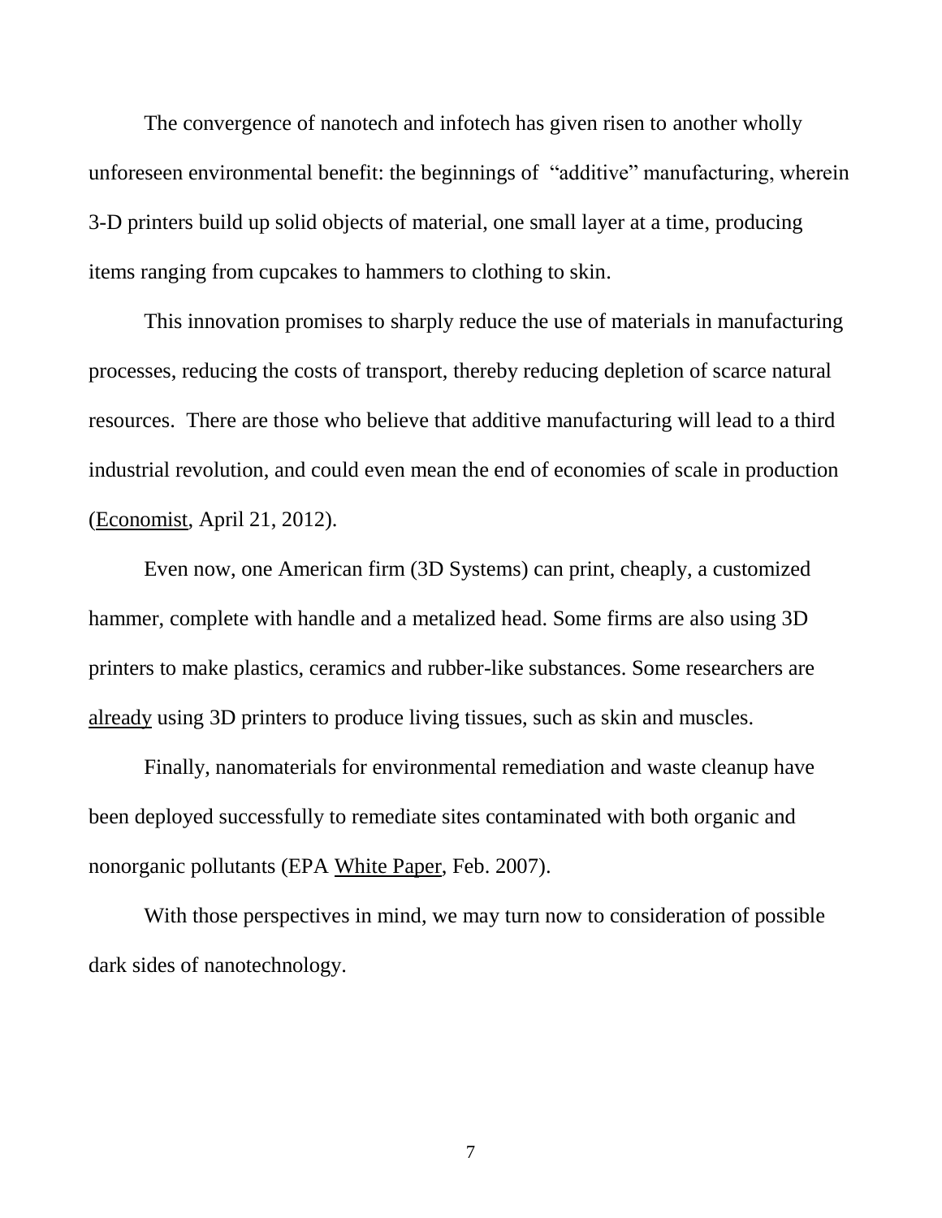The convergence of nanotech and infotech has given risen to another wholly unforeseen environmental benefit: the beginnings of "additive" manufacturing, wherein 3-D printers build up solid objects of material, one small layer at a time, producing items ranging from cupcakes to hammers to clothing to skin.

This innovation promises to sharply reduce the use of materials in manufacturing processes, reducing the costs of transport, thereby reducing depletion of scarce natural resources. There are those who believe that additive manufacturing will lead to a third industrial revolution, and could even mean the end of economies of scale in production (Economist, April 21, 2012).

Even now, one American firm (3D Systems) can print, cheaply, a customized hammer, complete with handle and a metalized head. Some firms are also using 3D printers to make plastics, ceramics and rubber-like substances. Some researchers are already using 3D printers to produce living tissues, such as skin and muscles.

Finally, nanomaterials for environmental remediation and waste cleanup have been deployed successfully to remediate sites contaminated with both organic and nonorganic pollutants (EPA White Paper, Feb. 2007).

With those perspectives in mind, we may turn now to consideration of possible dark sides of nanotechnology.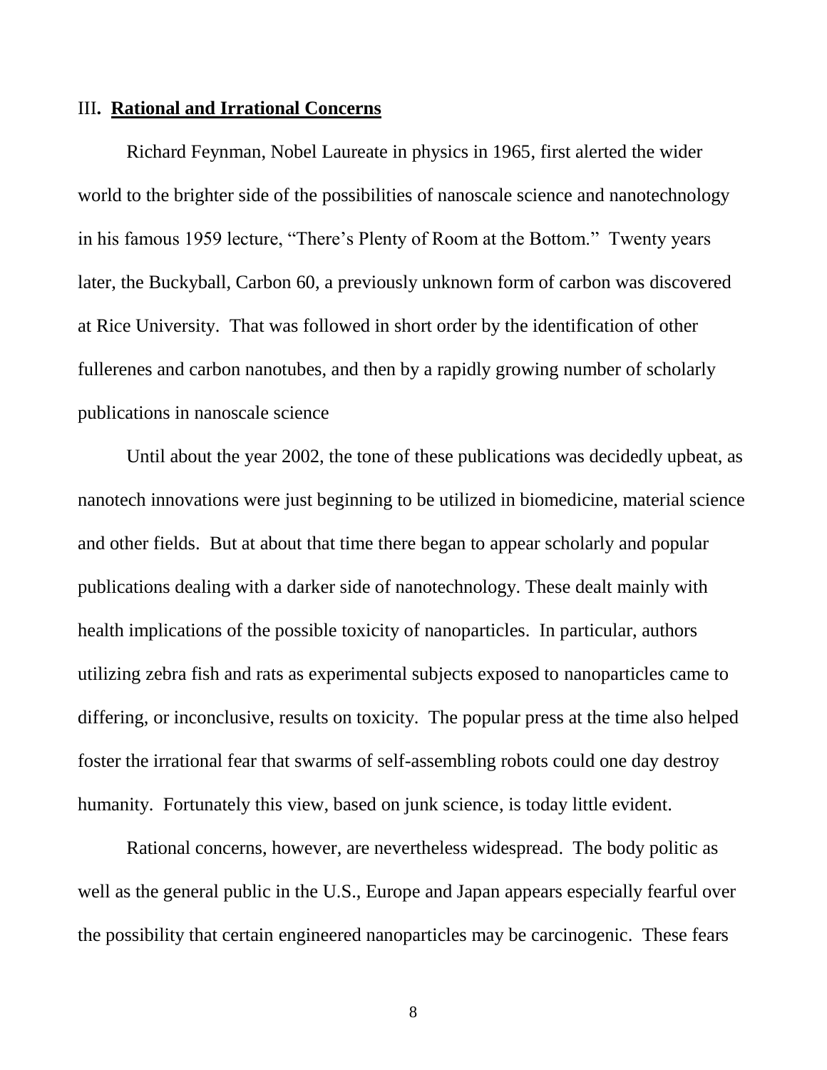## III. **Rational and Irrational Concerns**

Richard Feynman, Nobel Laureate in physics in 1965, first alerted the wider world to the brighter side of the possibilities of nanoscale science and nanotechnology in his famous 1959 lecture, "There's Plenty of Room at the Bottom." Twenty years later, the Buckyball, Carbon 60, a previously unknown form of carbon was discovered at Rice University. That was followed in short order by the identification of other fullerenes and carbon nanotubes, and then by a rapidly growing number of scholarly publications in nanoscale science

Until about the year 2002, the tone of these publications was decidedly upbeat, as nanotech innovations were just beginning to be utilized in biomedicine, material science and other fields. But at about that time there began to appear scholarly and popular publications dealing with a darker side of nanotechnology. These dealt mainly with health implications of the possible toxicity of nanoparticles. In particular, authors utilizing zebra fish and rats as experimental subjects exposed to nanoparticles came to differing, or inconclusive, results on toxicity. The popular press at the time also helped foster the irrational fear that swarms of self-assembling robots could one day destroy humanity. Fortunately this view, based on junk science, is today little evident.

Rational concerns, however, are nevertheless widespread. The body politic as well as the general public in the U.S., Europe and Japan appears especially fearful over the possibility that certain engineered nanoparticles may be carcinogenic. These fears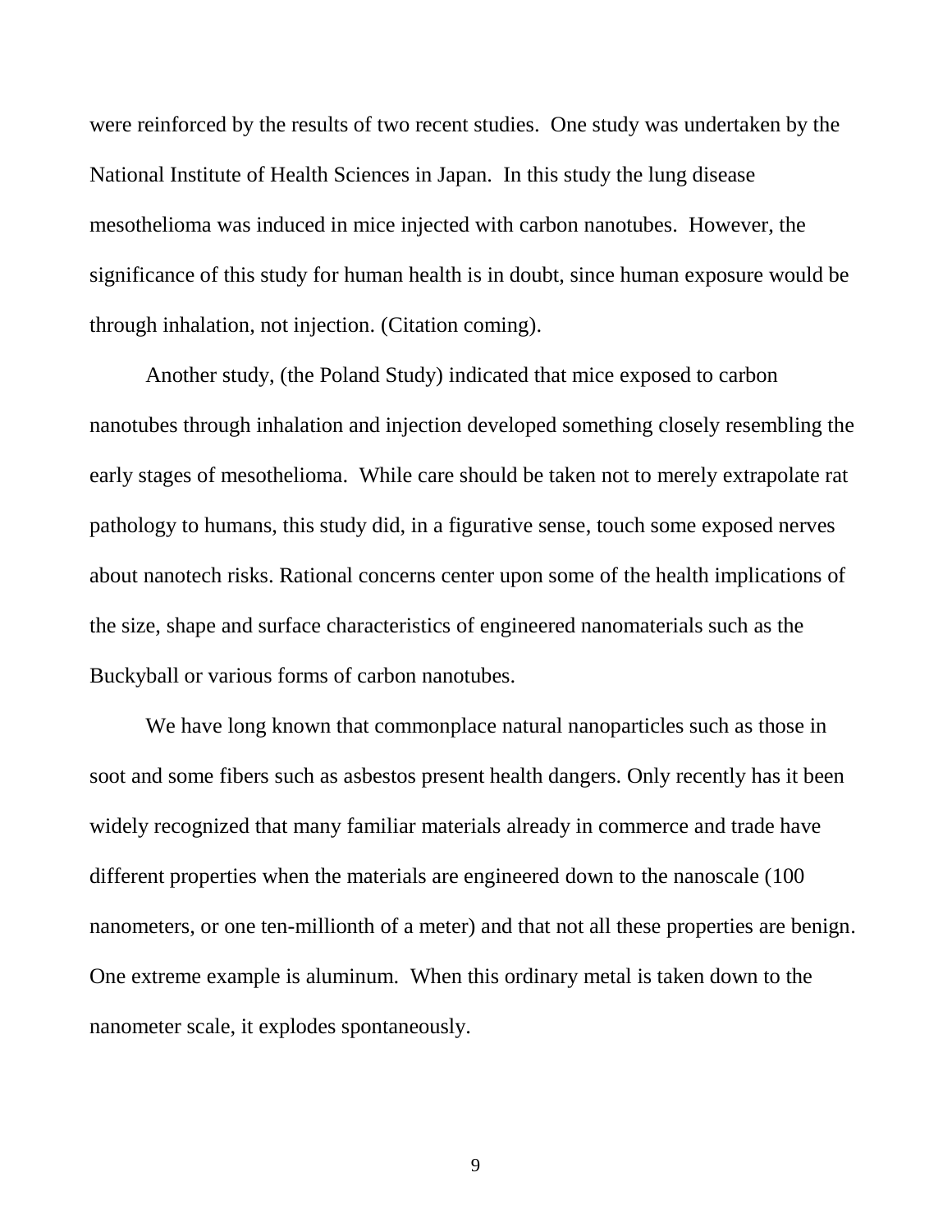were reinforced by the results of two recent studies. One study was undertaken by the National Institute of Health Sciences in Japan. In this study the lung disease mesothelioma was induced in mice injected with carbon nanotubes. However, the significance of this study for human health is in doubt, since human exposure would be through inhalation, not injection. (Citation coming).

Another study, (the Poland Study) indicated that mice exposed to carbon nanotubes through inhalation and injection developed something closely resembling the early stages of mesothelioma. While care should be taken not to merely extrapolate rat pathology to humans, this study did, in a figurative sense, touch some exposed nerves about nanotech risks. Rational concerns center upon some of the health implications of the size, shape and surface characteristics of engineered nanomaterials such as the Buckyball or various forms of carbon nanotubes.

We have long known that commonplace natural nanoparticles such as those in soot and some fibers such as asbestos present health dangers. Only recently has it been widely recognized that many familiar materials already in commerce and trade have different properties when the materials are engineered down to the nanoscale (100 nanometers, or one ten-millionth of a meter) and that not all these properties are benign. One extreme example is aluminum. When this ordinary metal is taken down to the nanometer scale, it explodes spontaneously.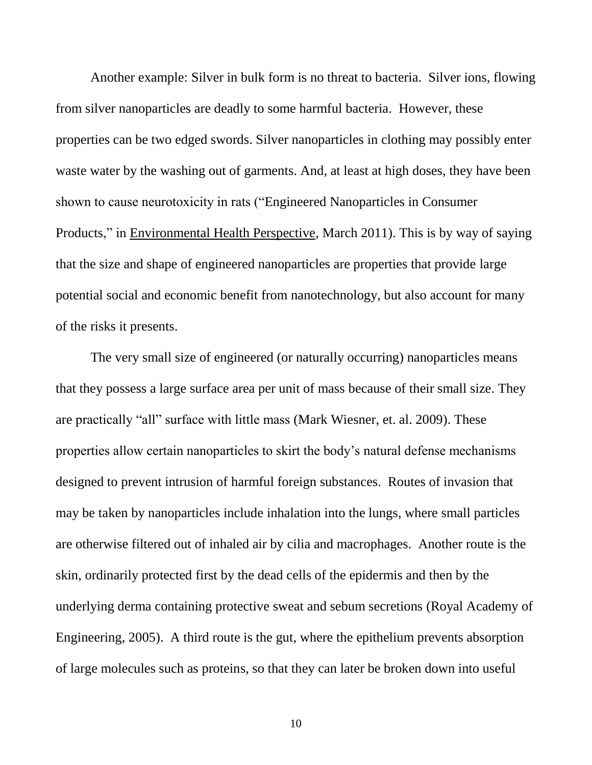Another example: Silver in bulk form is no threat to bacteria. Silver ions, flowing from silver nanoparticles are deadly to some harmful bacteria. However, these properties can be two edged swords. Silver nanoparticles in clothing may possibly enter waste water by the washing out of garments. And, at least at high doses, they have been shown to cause neurotoxicity in rats ("Engineered Nanoparticles in Consumer Products," in Environmental Health Perspective, March 2011). This is by way of saying that the size and shape of engineered nanoparticles are properties that provide large potential social and economic benefit from nanotechnology, but also account for many of the risks it presents.

The very small size of engineered (or naturally occurring) nanoparticles means that they possess a large surface area per unit of mass because of their small size. They are practically "all" surface with little mass (Mark Wiesner, et. al. 2009). These properties allow certain nanoparticles to skirt the body's natural defense mechanisms designed to prevent intrusion of harmful foreign substances. Routes of invasion that may be taken by nanoparticles include inhalation into the lungs, where small particles are otherwise filtered out of inhaled air by cilia and macrophages. Another route is the skin, ordinarily protected first by the dead cells of the epidermis and then by the underlying derma containing protective sweat and sebum secretions (Royal Academy of Engineering, 2005). A third route is the gut, where the epithelium prevents absorption of large molecules such as proteins, so that they can later be broken down into useful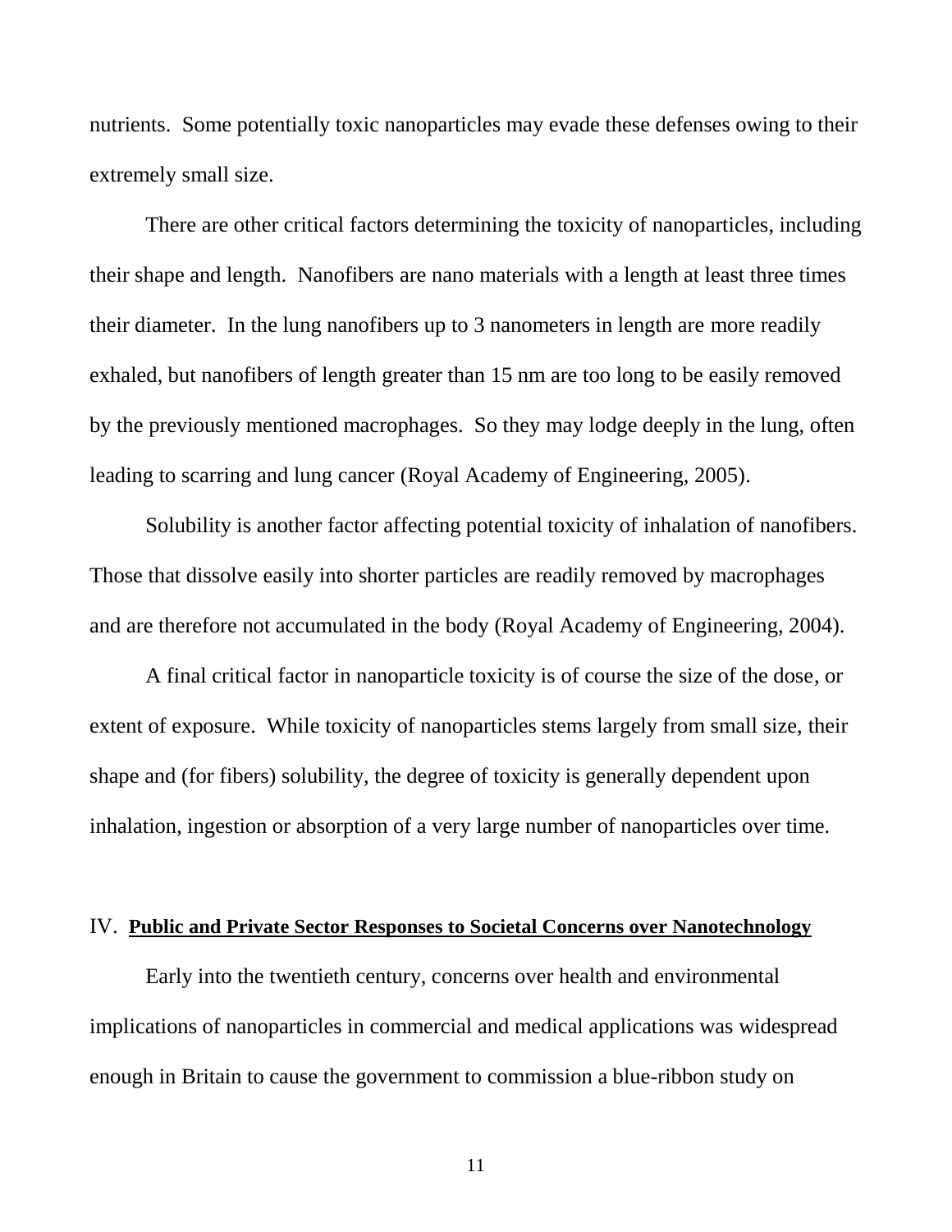nutrients. Some potentially toxic nanoparticles may evade these defenses owing to their extremely small size.

There are other critical factors determining the toxicity of nanoparticles, including their shape and length. Nanofibers are nano materials with a length at least three times their diameter. In the lung nanofibers up to 3 nanometers in length are more readily exhaled, but nanofibers of length greater than 15 nm are too long to be easily removed by the previously mentioned macrophages. So they may lodge deeply in the lung, often leading to scarring and lung cancer (Royal Academy of Engineering, 2005).

Solubility is another factor affecting potential toxicity of inhalation of nanofibers. Those that dissolve easily into shorter particles are readily removed by macrophages and are therefore not accumulated in the body (Royal Academy of Engineering, 2004).

A final critical factor in nanoparticle toxicity is of course the size of the dose, or extent of exposure. While toxicity of nanoparticles stems largely from small size, their shape and (for fibers) solubility, the degree of toxicity is generally dependent upon inhalation, ingestion or absorption of a very large number of nanoparticles over time.

## IV. <u>**Public and Private Sector Responses to Societal Concerns over Nanotechnology**</u>

Early into the twentieth century, concerns over health and environmental implications of nanoparticles in commercial and medical applications was widespread enough in Britain to cause the government to commission a blue-ribbon study on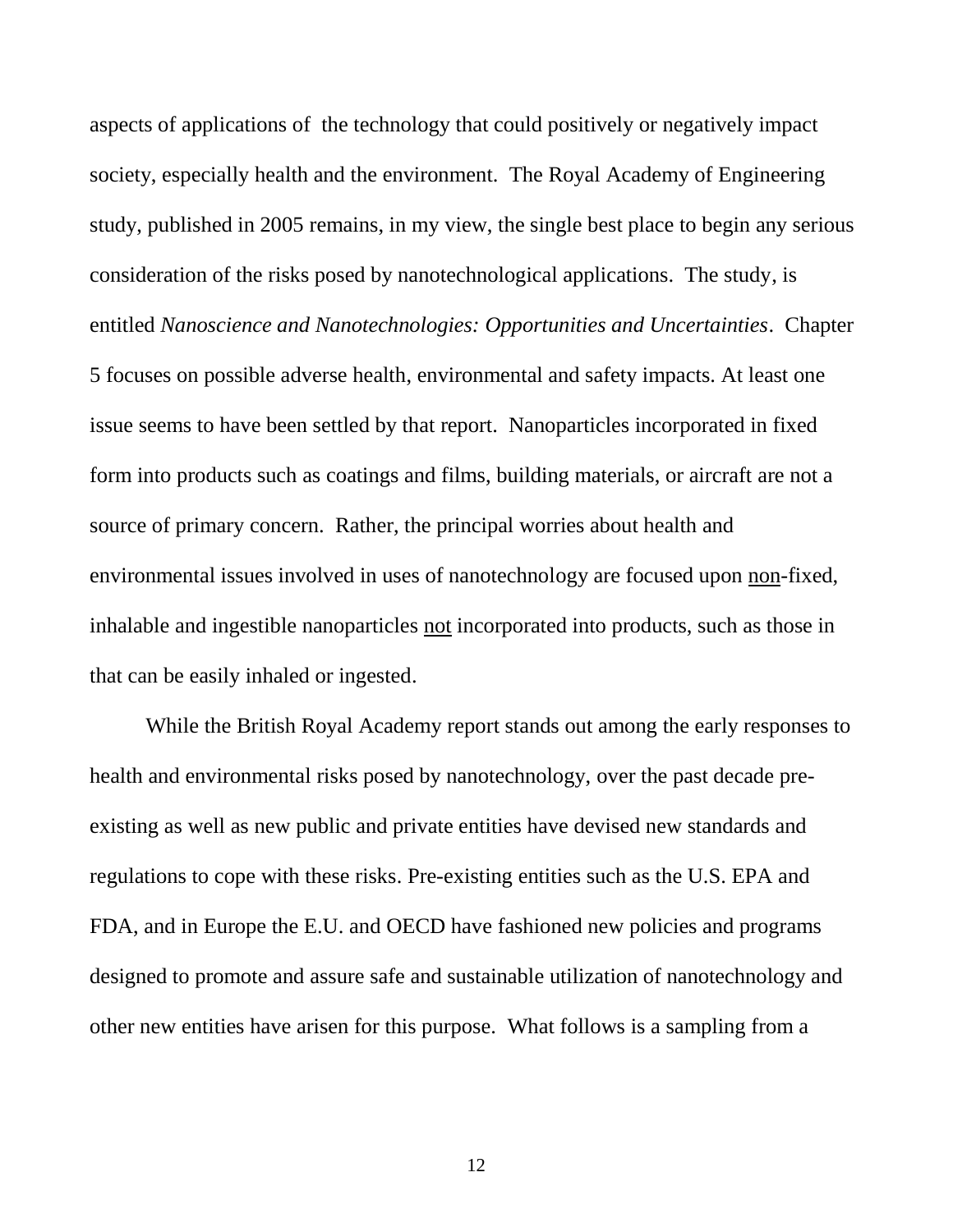aspects of applications of the technology that could positively or negatively impact society, especially health and the environment. The Royal Academy of Engineering study, published in 2005 remains, in my view, the single best place to begin any serious consideration of the risks posed by nanotechnological applications. The study, is entitled *Nanoscience and Nanotechnologies: Opportunities and Uncertainties*. Chapter 5 focuses on possible adverse health, environmental and safety impacts. At least one issue seems to have been settled by that report. Nanoparticles incorporated in fixed form into products such as coatings and films, building materials, or aircraft are not a source of primary concern. Rather, the principal worries about health and environmental issues involved in uses of nanotechnology are focused upon <u>non</u>-fixed, inhalable and ingestible nanoparticles <u>not</u> incorporated into products, such as those in that can be easily inhaled or ingested.

While the British Royal Academy report stands out among the early responses to health and environmental risks posed by nanotechnology, over the past decade pre-existing as well as new public and private entities have devised new standards and regulations to cope with these risks. Pre-existing entities such as the U.S. EPA and FDA, and in Europe the E.U. and OECD have fashioned new policies and programs designed to promote and assure safe and sustainable utilization of nanotechnology and other new entities have arisen for this purpose. What follows is a sampling from a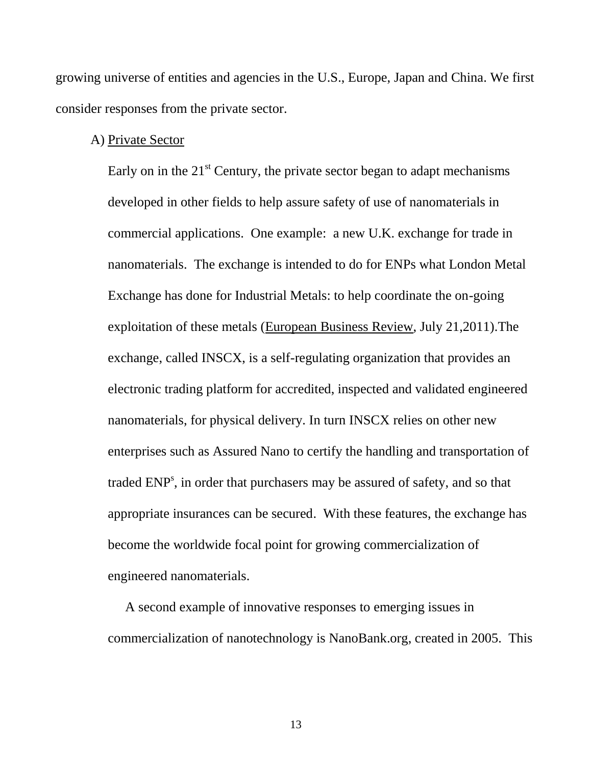growing universe of entities and agencies in the U.S., Europe, Japan and China. We first consider responses from the private sector.

A) Private Sector

Early on in the 21st Century, the private sector began to adapt mechanisms developed in other fields to help assure safety of use of nanomaterials in commercial applications. One example: a new U.K. exchange for trade in nanomaterials. The exchange is intended to do for ENPs what London Metal Exchange has done for Industrial Metals: to help coordinate the on-going exploitation of these metals (European Business Review, July 21,2011).The exchange, called INSCX, is a self-regulating organization that provides an electronic trading platform for accredited, inspected and validated engineered nanomaterials, for physical delivery. In turn INSCX relies on other new enterprises such as Assured Nano to certify the handling and transportation of traded ENPs, in order that purchasers may be assured of safety, and so that appropriate insurances can be secured. With these features, the exchange has become the worldwide focal point for growing commercialization of engineered nanomaterials.

A second example of innovative responses to emerging issues in commercialization of nanotechnology is NanoBank.org, created in 2005. This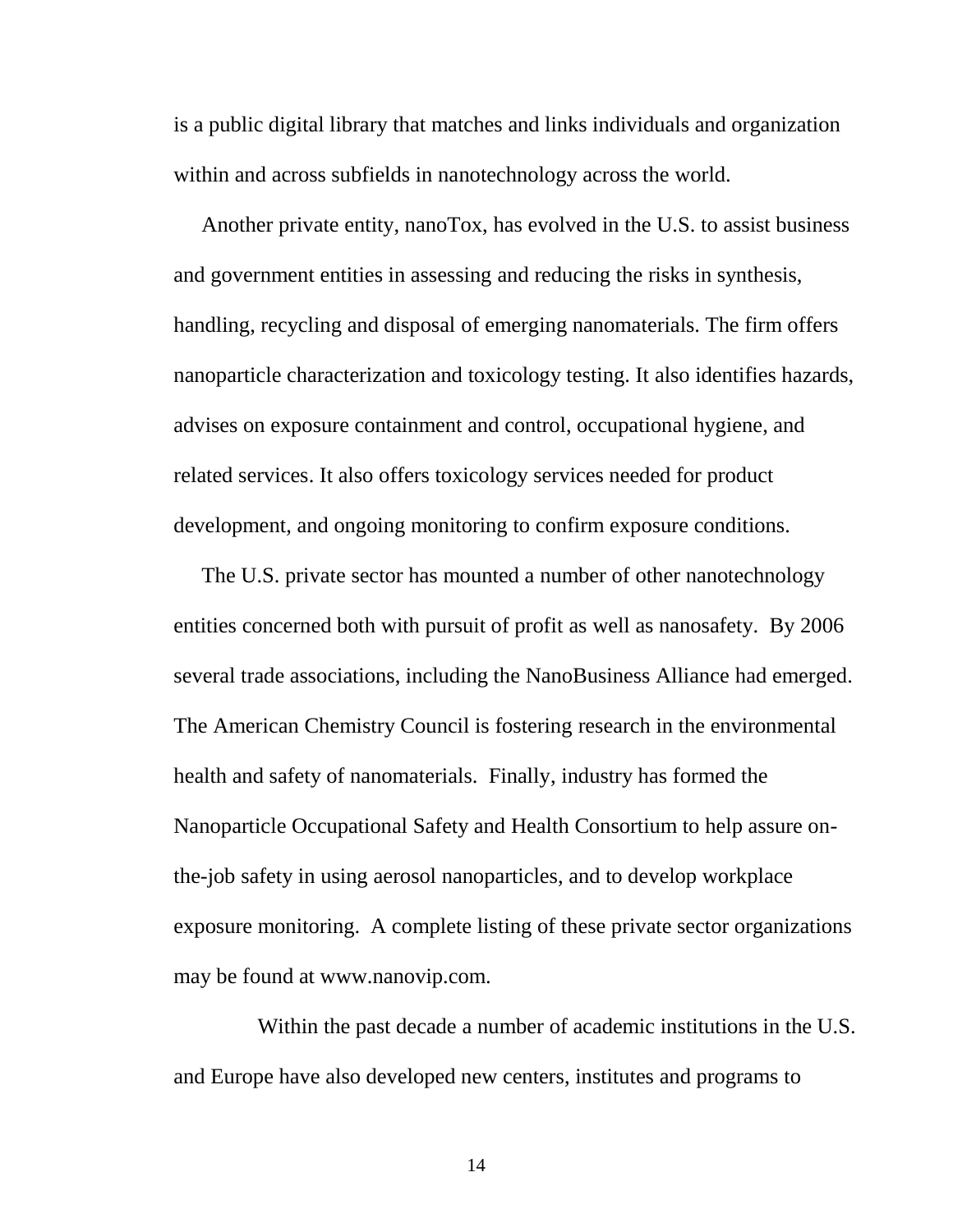is a public digital library that matches and links individuals and organization within and across subfields in nanotechnology across the world.

Another private entity, nanoTox, has evolved in the U.S. to assist business and government entities in assessing and reducing the risks in synthesis, handling, recycling and disposal of emerging nanomaterials. The firm offers nanoparticle characterization and toxicology testing. It also identifies hazards, advises on exposure containment and control, occupational hygiene, and related services. It also offers toxicology services needed for product development, and ongoing monitoring to confirm exposure conditions.

The U.S. private sector has mounted a number of other nanotechnology entities concerned both with pursuit of profit as well as nanosafety. By 2006 several trade associations, including the NanoBusiness Alliance had emerged. The American Chemistry Council is fostering research in the environmental health and safety of nanomaterials. Finally, industry has formed the Nanoparticle Occupational Safety and Health Consortium to help assure on-the-job safety in using aerosol nanoparticles, and to develop workplace exposure monitoring. A complete listing of these private sector organizations may be found at www.nanovip.com.

Within the past decade a number of academic institutions in the U.S. and Europe have also developed new centers, institutes and programs to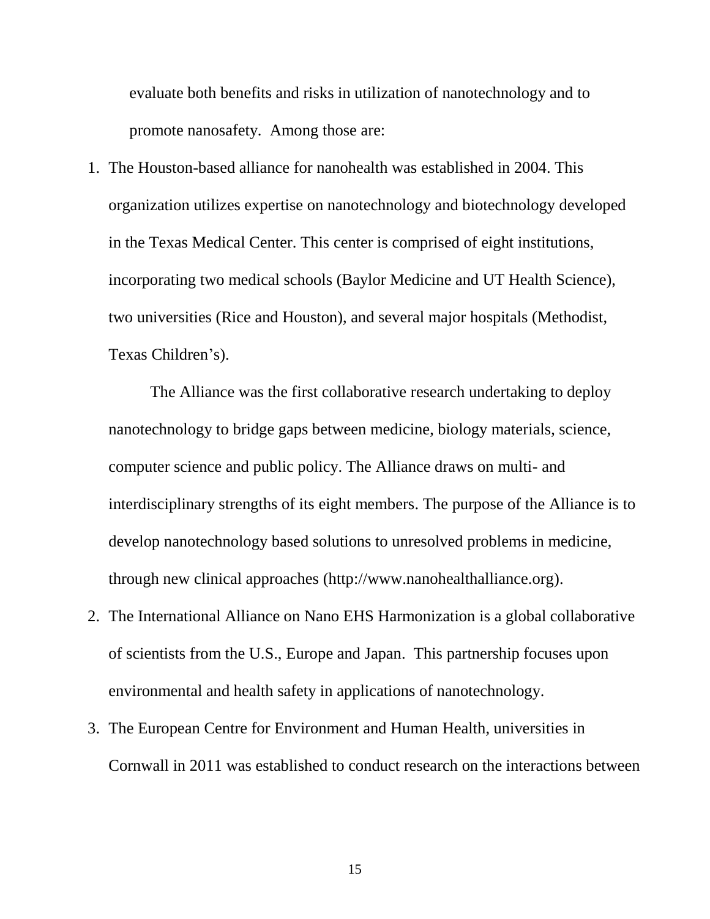evaluate both benefits and risks in utilization of nanotechnology and to promote nanosafety. Among those are:

1. The Houston-based alliance for nanohealth was established in 2004. This organization utilizes expertise on nanotechnology and biotechnology developed in the Texas Medical Center. This center is comprised of eight institutions, incorporating two medical schools (Baylor Medicine and UT Health Science), two universities (Rice and Houston), and several major hospitals (Methodist, Texas Children's).

   The Alliance was the first collaborative research undertaking to deploy nanotechnology to bridge gaps between medicine, biology materials, science, computer science and public policy. The Alliance draws on multi- and interdisciplinary strengths of its eight members. The purpose of the Alliance is to develop nanotechnology based solutions to unresolved problems in medicine, through new clinical approaches (http://www.nanohealthalliance.org).

2. The International Alliance on Nano EHS Harmonization is a global collaborative of scientists from the U.S., Europe and Japan. This partnership focuses upon environmental and health safety in applications of nanotechnology.

3. The European Centre for Environment and Human Health, universities in Cornwall in 2011 was established to conduct research on the interactions between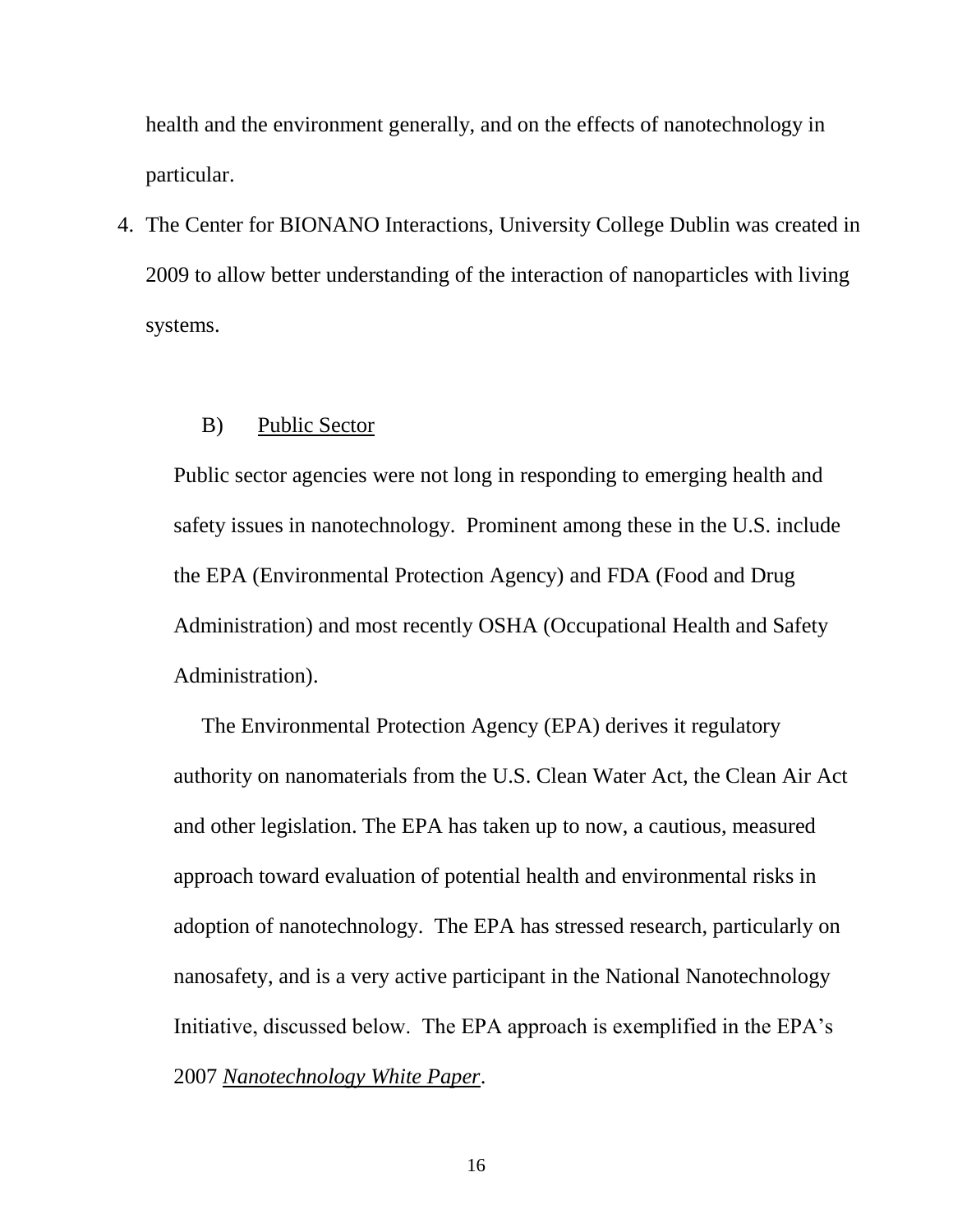health and the environment generally, and on the effects of nanotechnology in particular.

4. The Center for BIONANO Interactions, University College Dublin was created in 2009 to allow better understanding of the interaction of nanoparticles with living systems.

### B) Public Sector

Public sector agencies were not long in responding to emerging health and safety issues in nanotechnology. Prominent among these in the U.S. include the EPA (Environmental Protection Agency) and FDA (Food and Drug Administration) and most recently OSHA (Occupational Health and Safety Administration).

The Environmental Protection Agency (EPA) derives it regulatory authority on nanomaterials from the U.S. Clean Water Act, the Clean Air Act and other legislation. The EPA has taken up to now, a cautious, measured approach toward evaluation of potential health and environmental risks in adoption of nanotechnology. The EPA has stressed research, particularly on nanosafety, and is a very active participant in the National Nanotechnology Initiative, discussed below. The EPA approach is exemplified in the EPA's 2007 *Nanotechnology White Paper*.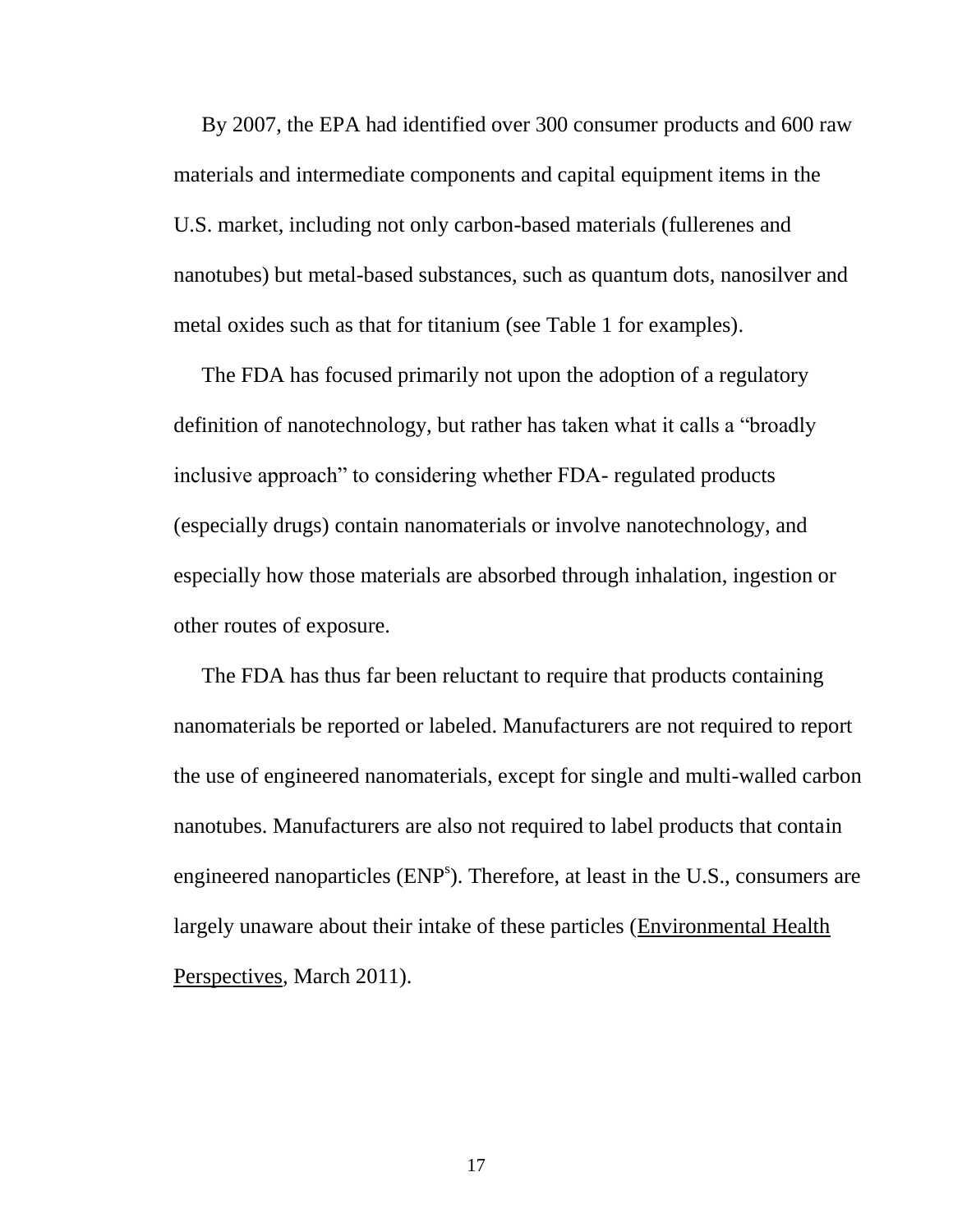By 2007, the EPA had identified over 300 consumer products and 600 raw materials and intermediate components and capital equipment items in the U.S. market, including not only carbon-based materials (fullerenes and nanotubes) but metal-based substances, such as quantum dots, nanosilver and metal oxides such as that for titanium (see Table 1 for examples).

The FDA has focused primarily not upon the adoption of a regulatory definition of nanotechnology, but rather has taken what it calls a "broadly inclusive approach" to considering whether FDA- regulated products (especially drugs) contain nanomaterials or involve nanotechnology, and especially how those materials are absorbed through inhalation, ingestion or other routes of exposure.

The FDA has thus far been reluctant to require that products containing nanomaterials be reported or labeled. Manufacturers are not required to report the use of engineered nanomaterials, except for single and multi-walled carbon nanotubes. Manufacturers are also not required to label products that contain engineered nanoparticles (ENP[s]). Therefore, at least in the U.S., consumers are largely unaware about their intake of these particles (<u>Environmental Health Perspectives</u>, March 2011).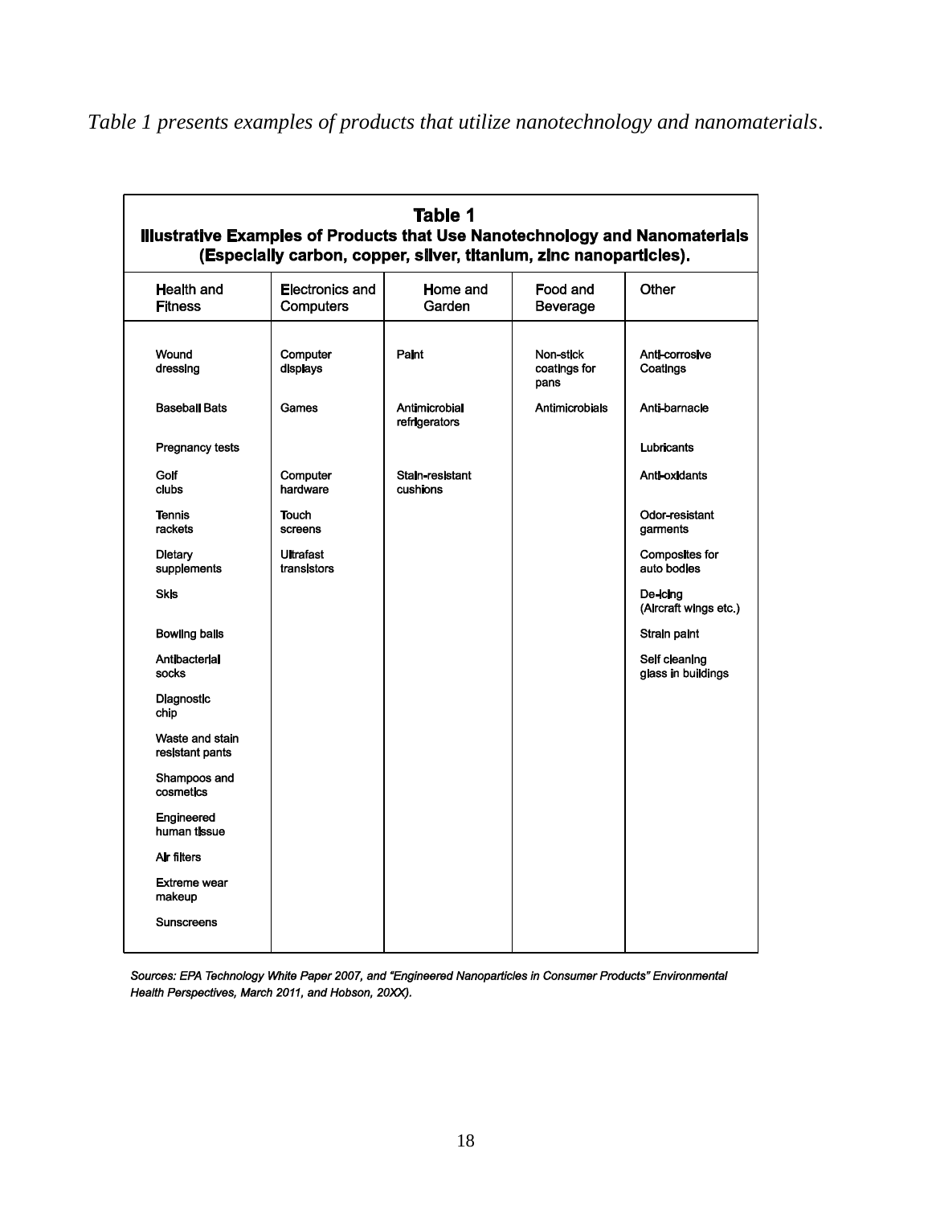*Table 1 presents examples of products that utilize nanotechnology and nanomaterials*.

**Table 1**
**Illustrative Examples of Products that Use Nanotechnology and Nanomaterials (Especially carbon, copper, silver, titanium, zinc nanoparticles).**

| Health and Fitness | Electronics and Computers | Home and Garden | Food and Beverage | Other |
|---|---|---|---|---|
| Wound dressing | Computer displays | Paint | Non-stick coatings for pans | Anti-corrosive Coatings |
| Baseball Bats | Games | Antimicrobial refrigerators | Antimicrobials | Anti-barnacle |
| Pregnancy tests | | | | Lubricants |
| Golf clubs | Computer hardware | Stain-resistant cushions | | Anti-oxidants |
| Tennis rackets | Touch screens | | | Odor-resistant garments |
| Dietary supplements | Ultrafast transistors | | | Composites for auto bodies |
| Skis | | | | De-icing (Aircraft wings etc.) |
| Bowling balls | | | | Strain paint |
| Antibacterial socks | | | | Self cleaning glass in buildings |
| Diagnostic chip | | | | |
| Waste and stain resistant pants | | | | |
| Shampoos and cosmetics | | | | |
| Engineered human tissue | | | | |
| Air filters | | | | |
| Extreme wear makeup | | | | |
| Sunscreens | | | | |

***Sources: EPA Technology White Paper 2007, and "Engineered Nanoparticles in Consumer Products" Environmental Health Perspectives, March 2011, and Hobson, 20XX).***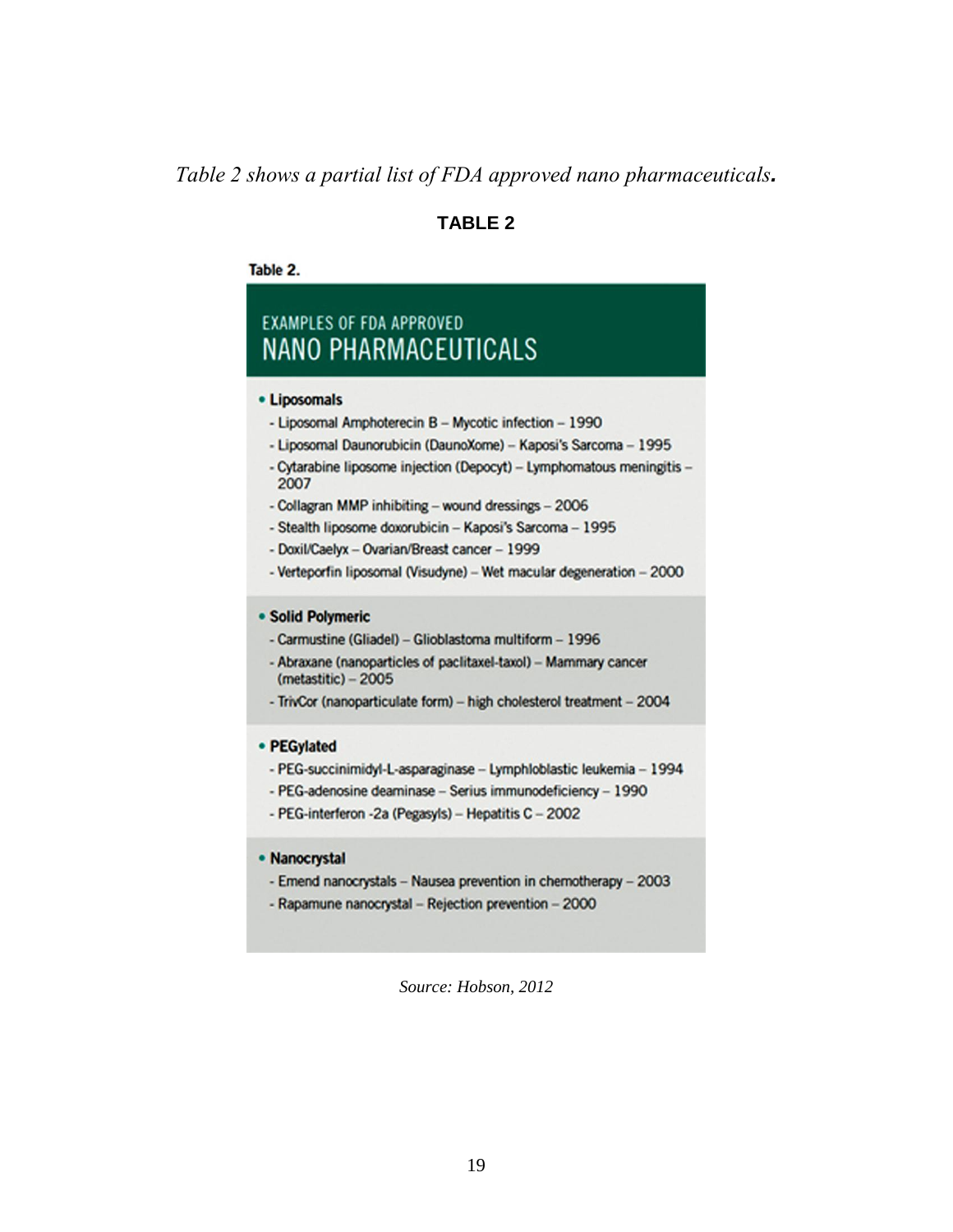*Table 2 shows a partial list of FDA approved nano pharmaceuticals.*

**TABLE 2**

Table 2.

## EXAMPLES OF FDA APPROVED NANO PHARMACEUTICALS

- **Liposomals**
  - Liposomal Amphoterecin B – Mycotic infection – 1990
  - Liposomal Daunorubicin (DaunoXome) – Kaposi's Sarcoma – 1995
  - Cytarabine liposome injection (Depocyt) – Lymphomatous meningitis – 2007
  - Collagran MMP inhibiting – wound dressings – 2006
  - Stealth liposome doxorubicin – Kaposi's Sarcoma – 1995
  - Doxil/Caelyx – Ovarian/Breast cancer – 1999
  - Verteporfin liposomal (Visudyne) – Wet macular degeneration – 2000
- **Solid Polymeric**
  - Carmustine (Gliadel) – Glioblastoma multiform – 1996
  - Abraxane (nanoparticles of paclitaxel-taxol) – Mammary cancer (metastitic) – 2005
  - TrivCor (nanoparticulate form) – high cholesterol treatment – 2004
- **PEGylated**
  - PEG-succinimidyl-L-asparaginase – Lymphloblastic leukemia – 1994
  - PEG-adenosine deaminase – Serius immunodeficiency – 1990
  - PEG-interferon -2a (Pegasyls) – Hepatitis C – 2002
- **Nanocrystal**
  - Emend nanocrystals – Nausea prevention in chemotherapy – 2003
  - Rapamune nanocrystal – Rejection prevention – 2000

*Source: Hobson, 2012*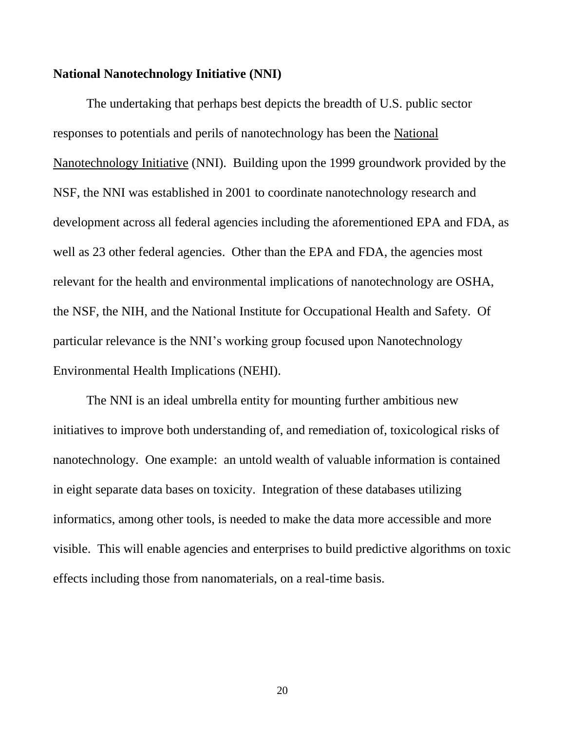**National Nanotechnology Initiative (NNI)**

The undertaking that perhaps best depicts the breadth of U.S. public sector responses to potentials and perils of nanotechnology has been the National Nanotechnology Initiative (NNI). Building upon the 1999 groundwork provided by the NSF, the NNI was established in 2001 to coordinate nanotechnology research and development across all federal agencies including the aforementioned EPA and FDA, as well as 23 other federal agencies. Other than the EPA and FDA, the agencies most relevant for the health and environmental implications of nanotechnology are OSHA, the NSF, the NIH, and the National Institute for Occupational Health and Safety. Of particular relevance is the NNI's working group focused upon Nanotechnology Environmental Health Implications (NEHI).

The NNI is an ideal umbrella entity for mounting further ambitious new initiatives to improve both understanding of, and remediation of, toxicological risks of nanotechnology. One example: an untold wealth of valuable information is contained in eight separate data bases on toxicity. Integration of these databases utilizing informatics, among other tools, is needed to make the data more accessible and more visible. This will enable agencies and enterprises to build predictive algorithms on toxic effects including those from nanomaterials, on a real-time basis.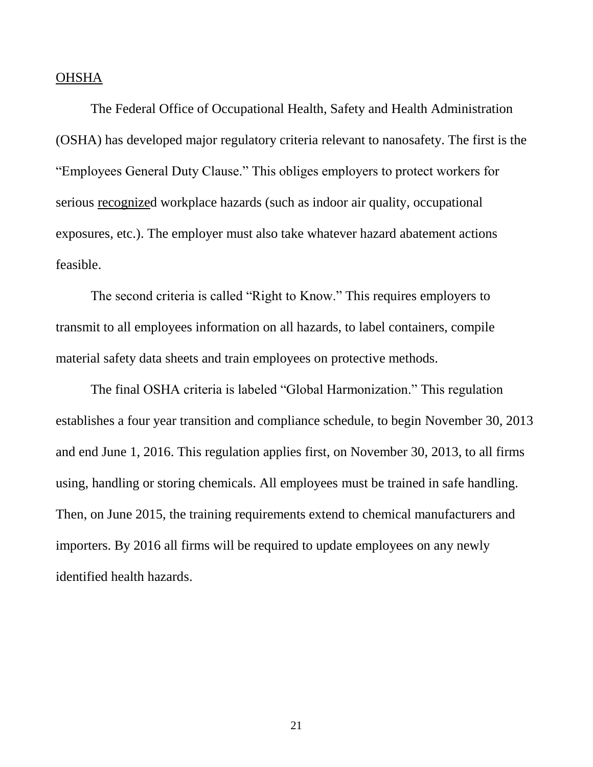<u>OHSHA</u>

The Federal Office of Occupational Health, Safety and Health Administration (OSHA) has developed major regulatory criteria relevant to nanosafety. The first is the “Employees General Duty Clause.” This obliges employers to protect workers for serious <u>recognize</u>d workplace hazards (such as indoor air quality, occupational exposures, etc.). The employer must also take whatever hazard abatement actions feasible.

The second criteria is called “Right to Know.” This requires employers to transmit to all employees information on all hazards, to label containers, compile material safety data sheets and train employees on protective methods.

The final OSHA criteria is labeled “Global Harmonization.” This regulation establishes a four year transition and compliance schedule, to begin November 30, 2013 and end June 1, 2016. This regulation applies first, on November 30, 2013, to all firms using, handling or storing chemicals. All employees must be trained in safe handling. Then, on June 2015, the training requirements extend to chemical manufacturers and importers. By 2016 all firms will be required to update employees on any newly identified health hazards.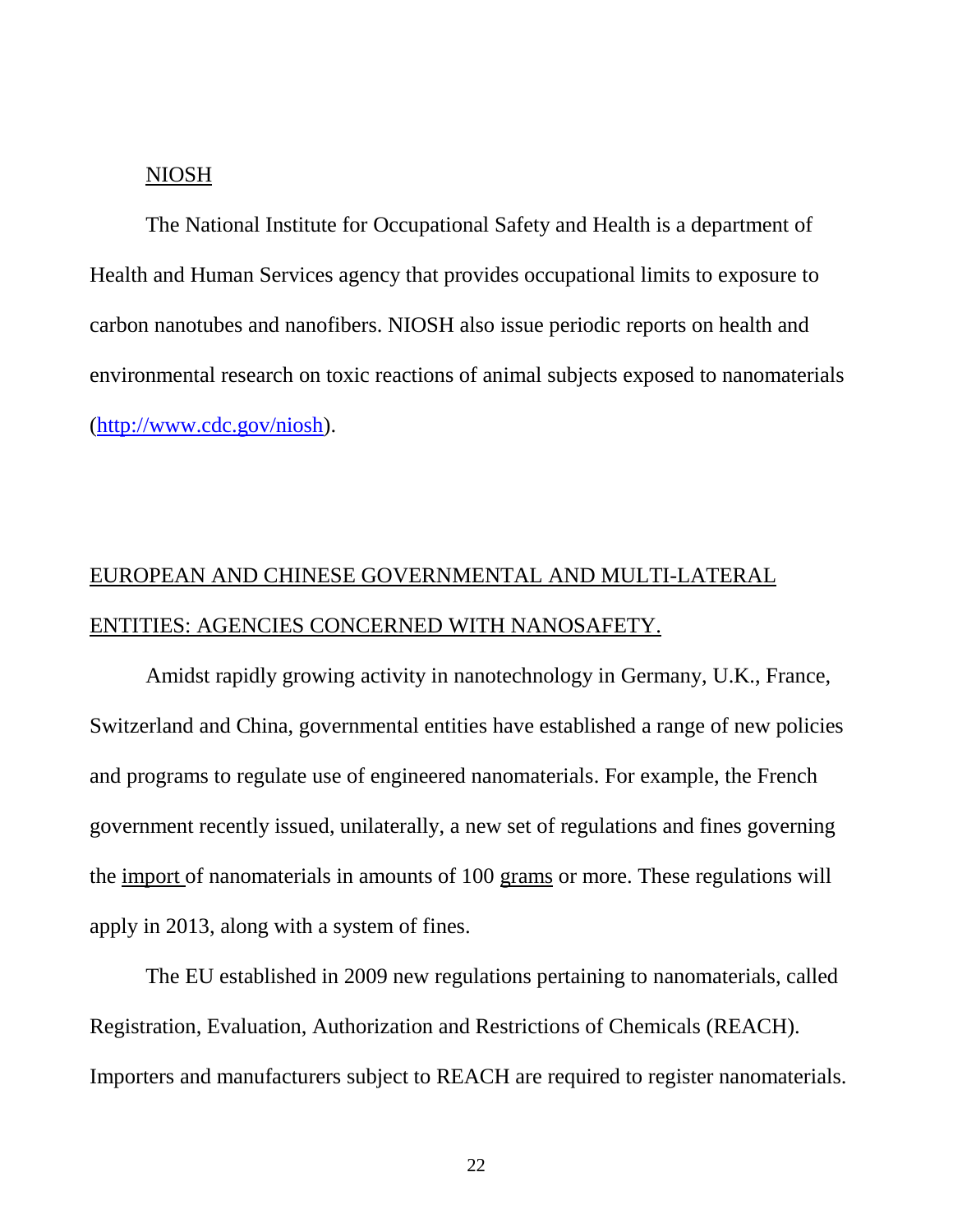## NIOSH

The National Institute for Occupational Safety and Health is a department of Health and Human Services agency that provides occupational limits to exposure to carbon nanotubes and nanofibers. NIOSH also issue periodic reports on health and environmental research on toxic reactions of animal subjects exposed to nanomaterials (http://www.cdc.gov/niosh).

## EUROPEAN AND CHINESE GOVERNMENTAL AND MULTI-LATERAL ENTITIES: AGENCIES CONCERNED WITH NANOSAFETY.

Amidst rapidly growing activity in nanotechnology in Germany, U.K., France, Switzerland and China, governmental entities have established a range of new policies and programs to regulate use of engineered nanomaterials. For example, the French government recently issued, unilaterally, a new set of regulations and fines governing the import of nanomaterials in amounts of 100 grams or more. These regulations will apply in 2013, along with a system of fines.

The EU established in 2009 new regulations pertaining to nanomaterials, called Registration, Evaluation, Authorization and Restrictions of Chemicals (REACH). Importers and manufacturers subject to REACH are required to register nanomaterials.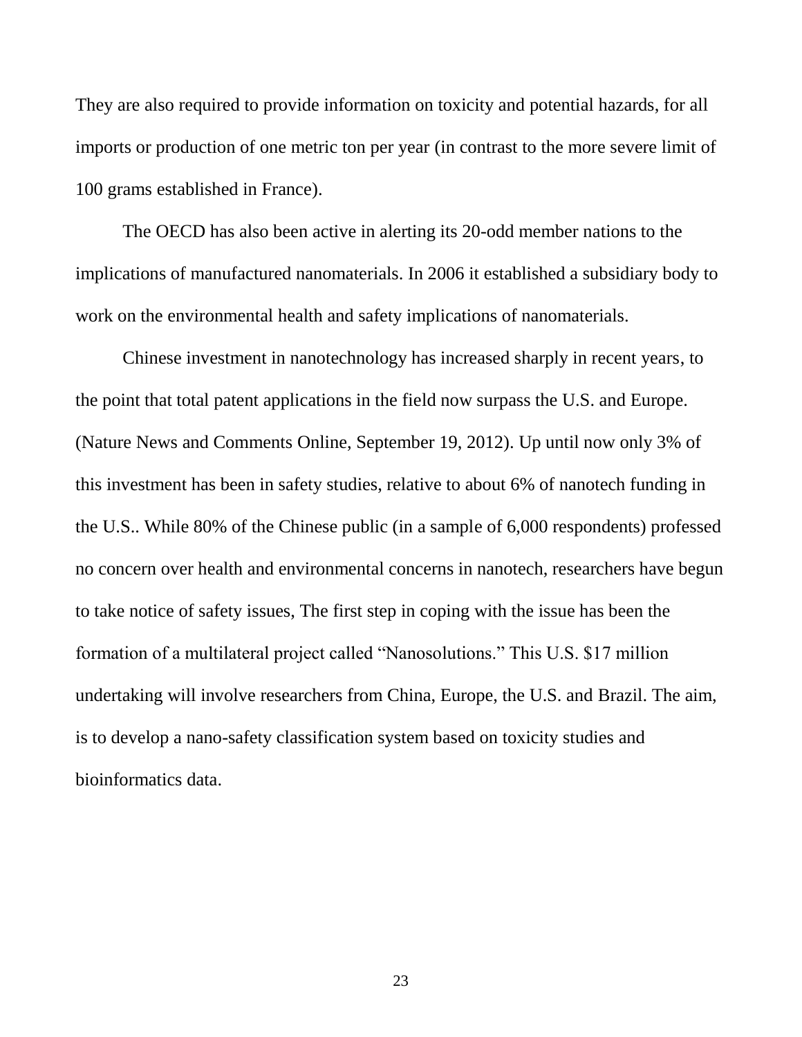They are also required to provide information on toxicity and potential hazards, for all imports or production of one metric ton per year (in contrast to the more severe limit of 100 grams established in France).

The OECD has also been active in alerting its 20-odd member nations to the implications of manufactured nanomaterials. In 2006 it established a subsidiary body to work on the environmental health and safety implications of nanomaterials.

Chinese investment in nanotechnology has increased sharply in recent years, to the point that total patent applications in the field now surpass the U.S. and Europe. (Nature News and Comments Online, September 19, 2012). Up until now only 3% of this investment has been in safety studies, relative to about 6% of nanotech funding in the U.S.. While 80% of the Chinese public (in a sample of 6,000 respondents) professed no concern over health and environmental concerns in nanotech, researchers have begun to take notice of safety issues, The first step in coping with the issue has been the formation of a multilateral project called "Nanosolutions." This U.S. $17 million undertaking will involve researchers from China, Europe, the U.S. and Brazil. The aim, is to develop a nano-safety classification system based on toxicity studies and bioinformatics data.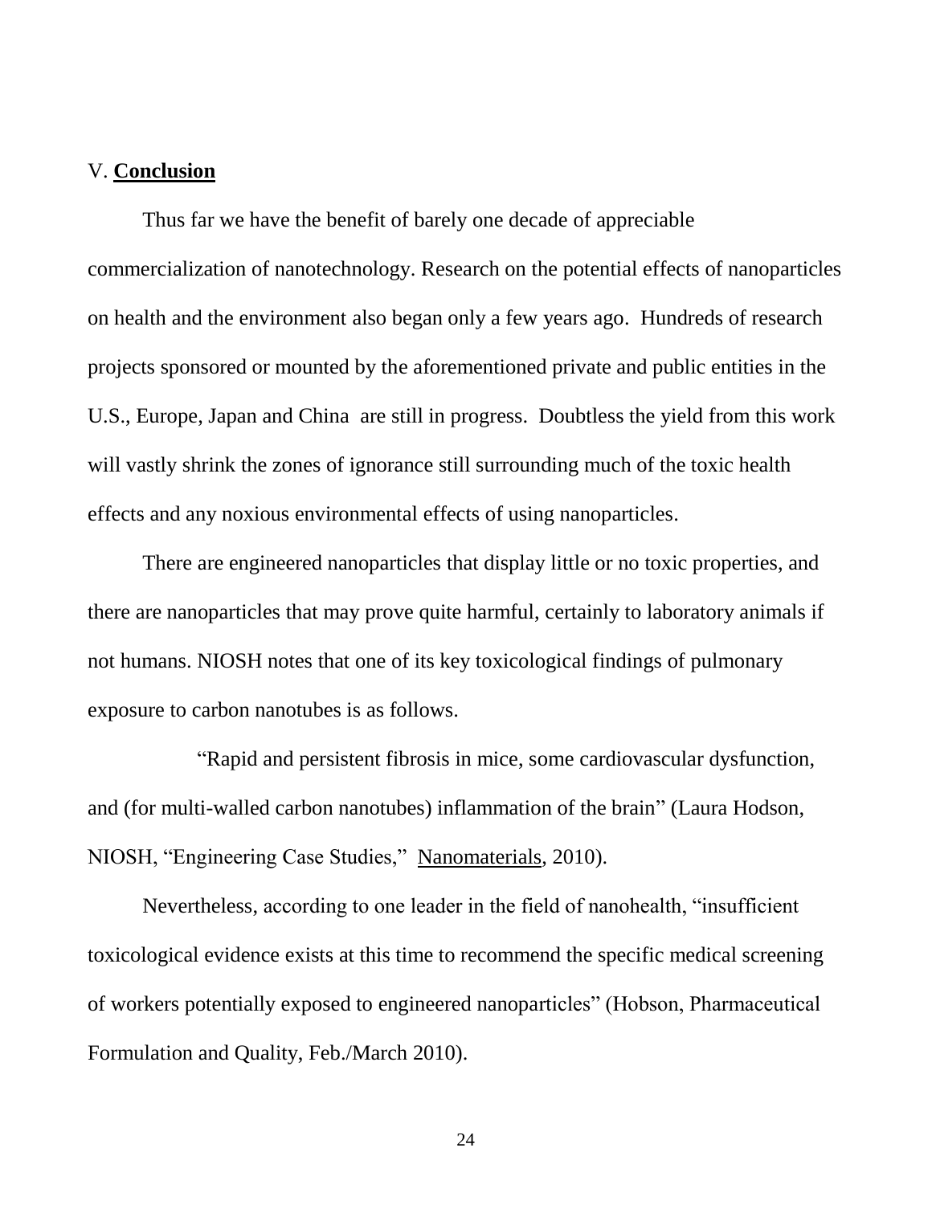## V. **Conclusion**

Thus far we have the benefit of barely one decade of appreciable commercialization of nanotechnology. Research on the potential effects of nanoparticles on health and the environment also began only a few years ago. Hundreds of research projects sponsored or mounted by the aforementioned private and public entities in the U.S., Europe, Japan and China are still in progress. Doubtless the yield from this work will vastly shrink the zones of ignorance still surrounding much of the toxic health effects and any noxious environmental effects of using nanoparticles.

There are engineered nanoparticles that display little or no toxic properties, and there are nanoparticles that may prove quite harmful, certainly to laboratory animals if not humans. NIOSH notes that one of its key toxicological findings of pulmonary exposure to carbon nanotubes is as follows.

> "Rapid and persistent fibrosis in mice, some cardiovascular dysfunction, and (for multi-walled carbon nanotubes) inflammation of the brain" (Laura Hodson, NIOSH, "Engineering Case Studies," Nanomaterials, 2010).

Nevertheless, according to one leader in the field of nanohealth, "insufficient toxicological evidence exists at this time to recommend the specific medical screening of workers potentially exposed to engineered nanoparticles" (Hobson, Pharmaceutical Formulation and Quality, Feb./March 2010).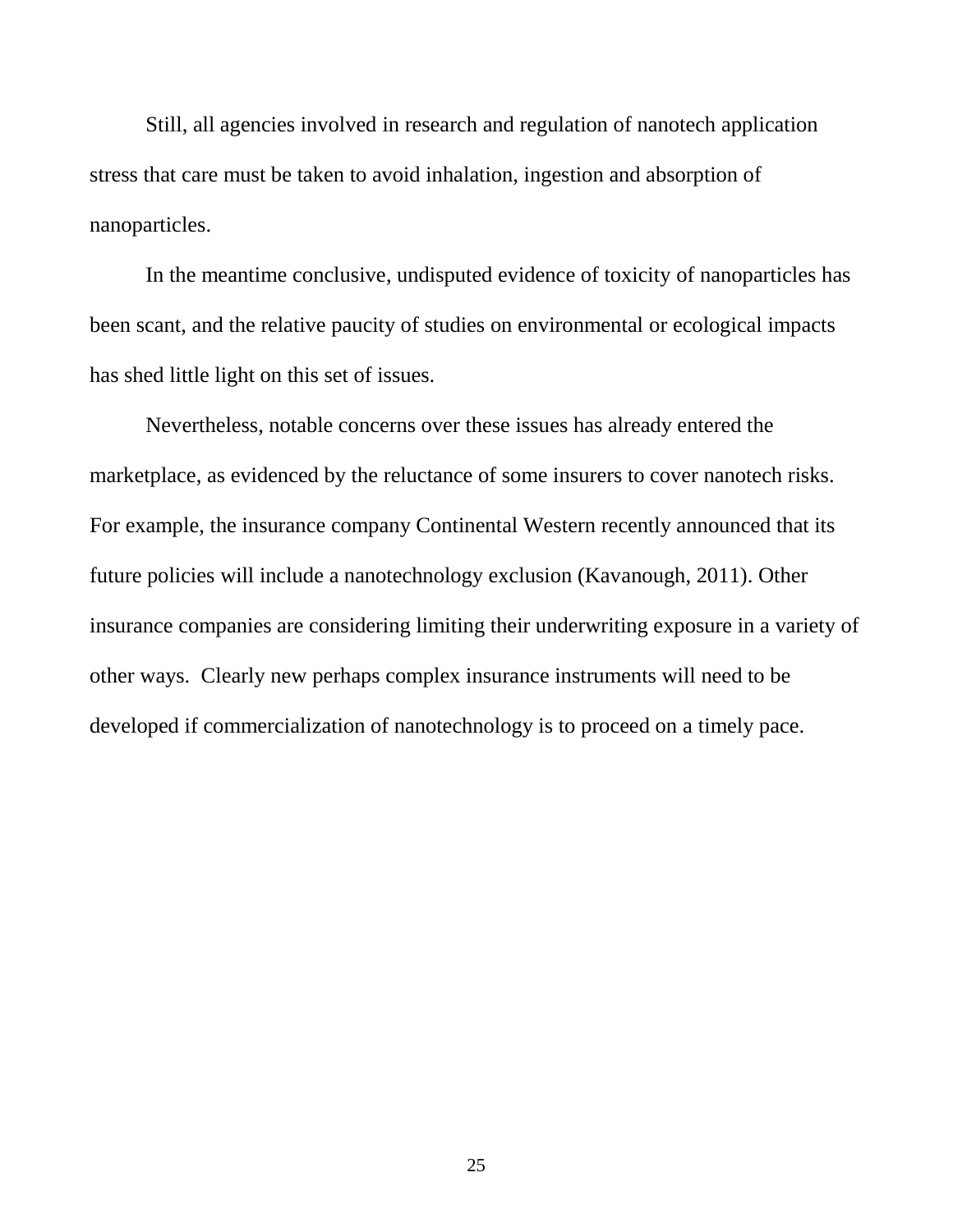Still, all agencies involved in research and regulation of nanotech application stress that care must be taken to avoid inhalation, ingestion and absorption of nanoparticles.

In the meantime conclusive, undisputed evidence of toxicity of nanoparticles has been scant, and the relative paucity of studies on environmental or ecological impacts has shed little light on this set of issues.

Nevertheless, notable concerns over these issues has already entered the marketplace, as evidenced by the reluctance of some insurers to cover nanotech risks. For example, the insurance company Continental Western recently announced that its future policies will include a nanotechnology exclusion (Kavanough, 2011). Other insurance companies are considering limiting their underwriting exposure in a variety of other ways. Clearly new perhaps complex insurance instruments will need to be developed if commercialization of nanotechnology is to proceed on a timely pace.